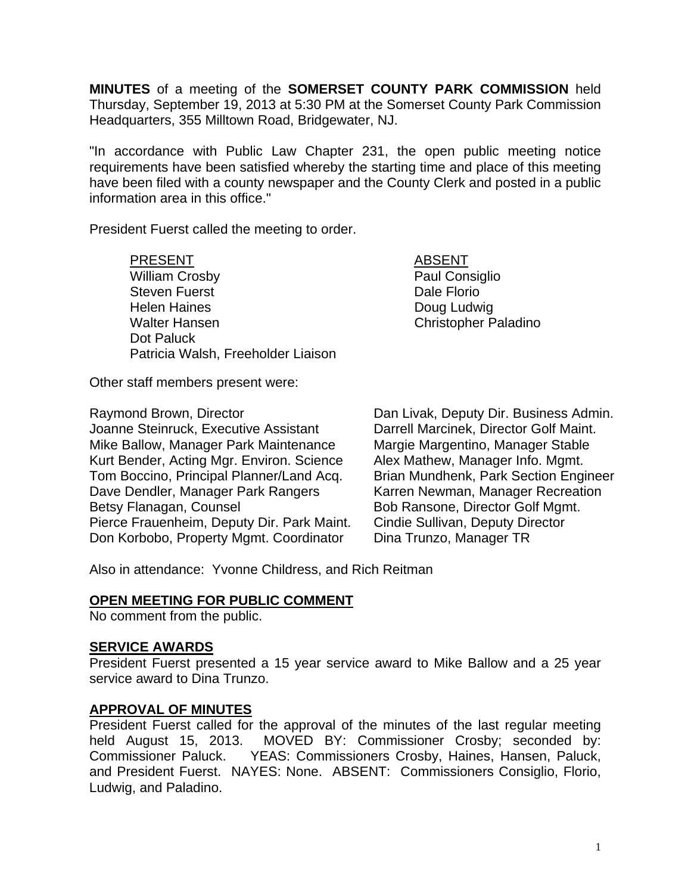**MINUTES** of a meeting of the **SOMERSET COUNTY PARK COMMISSION** held Thursday, September 19, 2013 at 5:30 PM at the Somerset County Park Commission Headquarters, 355 Milltown Road, Bridgewater, NJ.

"In accordance with Public Law Chapter 231, the open public meeting notice requirements have been satisfied whereby the starting time and place of this meeting have been filed with a county newspaper and the County Clerk and posted in a public information area in this office."

President Fuerst called the meeting to order.

| PRESENT | ABSENT |
|---|---|
| William Crosby | Paul Consiglio |
| Steven Fuerst | Dale Florio |
| Helen Haines | Doug Ludwig |
| Walter Hansen | Christopher Paladino |
| Dot Paluck | |
| Patricia Walsh, Freeholder Liaison | |

Other staff members present were:

| | |
|---|---|
| Raymond Brown, Director | Dan Livak, Deputy Dir. Business Admin. |
| Joanne Steinruck, Executive Assistant | Darrell Marcinek, Director Golf Maint. |
| Mike Ballow, Manager Park Maintenance | Margie Margentino, Manager Stable |
| Kurt Bender, Acting Mgr. Environ. Science | Alex Mathew, Manager Info. Mgmt. |
| Tom Boccino, Principal Planner/Land Acq. | Brian Mundhenk, Park Section Engineer |
| Dave Dendler, Manager Park Rangers | Karren Newman, Manager Recreation |
| Betsy Flanagan, Counsel | Bob Ransone, Director Golf Mgmt. |
| Pierce Frauenheim, Deputy Dir. Park Maint. | Cindie Sullivan, Deputy Director |
| Don Korbobo, Property Mgmt. Coordinator | Dina Trunzo, Manager TR |

Also in attendance: Yvonne Childress, and Rich Reitman

## OPEN MEETING FOR PUBLIC COMMENT

No comment from the public.

## SERVICE AWARDS

President Fuerst presented a 15 year service award to Mike Ballow and a 25 year service award to Dina Trunzo.

## APPROVAL OF MINUTES

President Fuerst called for the approval of the minutes of the last regular meeting held August 15, 2013. MOVED BY: Commissioner Crosby; seconded by: Commissioner Paluck. YEAS: Commissioners Crosby, Haines, Hansen, Paluck, and President Fuerst. NAYES: None. ABSENT: Commissioners Consiglio, Florio, Ludwig, and Paladino.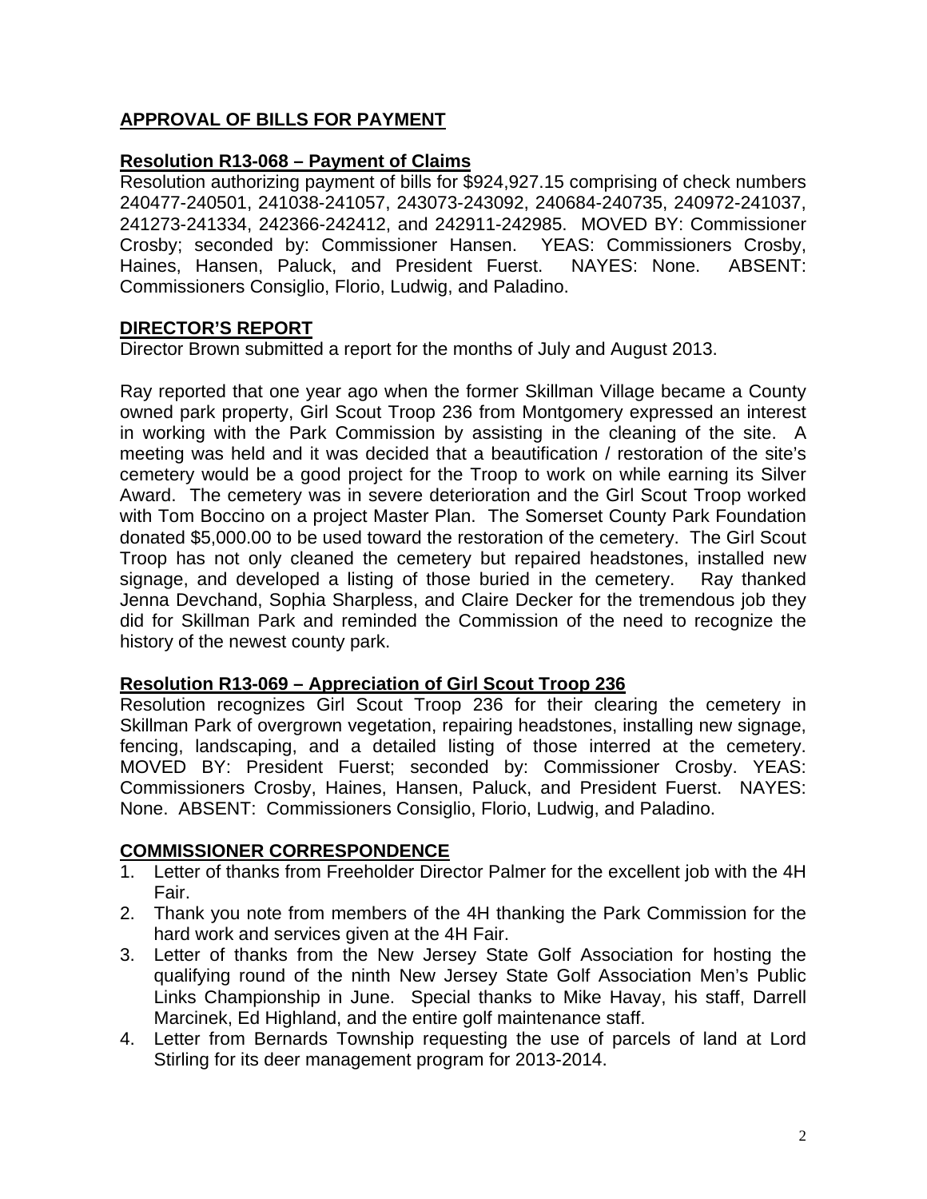## APPROVAL OF BILLS FOR PAYMENT

### Resolution R13-068 – Payment of Claims

Resolution authorizing payment of bills for $924,927.15 comprising of check numbers 240477-240501, 241038-241057, 243073-243092, 240684-240735, 240972-241037, 241273-241334, 242366-242412, and 242911-242985. MOVED BY: Commissioner Crosby; seconded by: Commissioner Hansen. YEAS: Commissioners Crosby, Haines, Hansen, Paluck, and President Fuerst. NAYES: None. ABSENT: Commissioners Consiglio, Florio, Ludwig, and Paladino.

## DIRECTOR'S REPORT

Director Brown submitted a report for the months of July and August 2013.

Ray reported that one year ago when the former Skillman Village became a County owned park property, Girl Scout Troop 236 from Montgomery expressed an interest in working with the Park Commission by assisting in the cleaning of the site. A meeting was held and it was decided that a beautification / restoration of the site's cemetery would be a good project for the Troop to work on while earning its Silver Award. The cemetery was in severe deterioration and the Girl Scout Troop worked with Tom Boccino on a project Master Plan. The Somerset County Park Foundation donated $5,000.00 to be used toward the restoration of the cemetery. The Girl Scout Troop has not only cleaned the cemetery but repaired headstones, installed new signage, and developed a listing of those buried in the cemetery. Ray thanked Jenna Devchand, Sophia Sharpless, and Claire Decker for the tremendous job they did for Skillman Park and reminded the Commission of the need to recognize the history of the newest county park.

### Resolution R13-069 – Appreciation of Girl Scout Troop 236

Resolution recognizes Girl Scout Troop 236 for their clearing the cemetery in Skillman Park of overgrown vegetation, repairing headstones, installing new signage, fencing, landscaping, and a detailed listing of those interred at the cemetery. MOVED BY: President Fuerst; seconded by: Commissioner Crosby. YEAS: Commissioners Crosby, Haines, Hansen, Paluck, and President Fuerst. NAYES: None. ABSENT: Commissioners Consiglio, Florio, Ludwig, and Paladino.

## COMMISSIONER CORRESPONDENCE

1. Letter of thanks from Freeholder Director Palmer for the excellent job with the 4H Fair.
2. Thank you note from members of the 4H thanking the Park Commission for the hard work and services given at the 4H Fair.
3. Letter of thanks from the New Jersey State Golf Association for hosting the qualifying round of the ninth New Jersey State Golf Association Men's Public Links Championship in June. Special thanks to Mike Havay, his staff, Darrell Marcinek, Ed Highland, and the entire golf maintenance staff.
4. Letter from Bernards Township requesting the use of parcels of land at Lord Stirling for its deer management program for 2013-2014.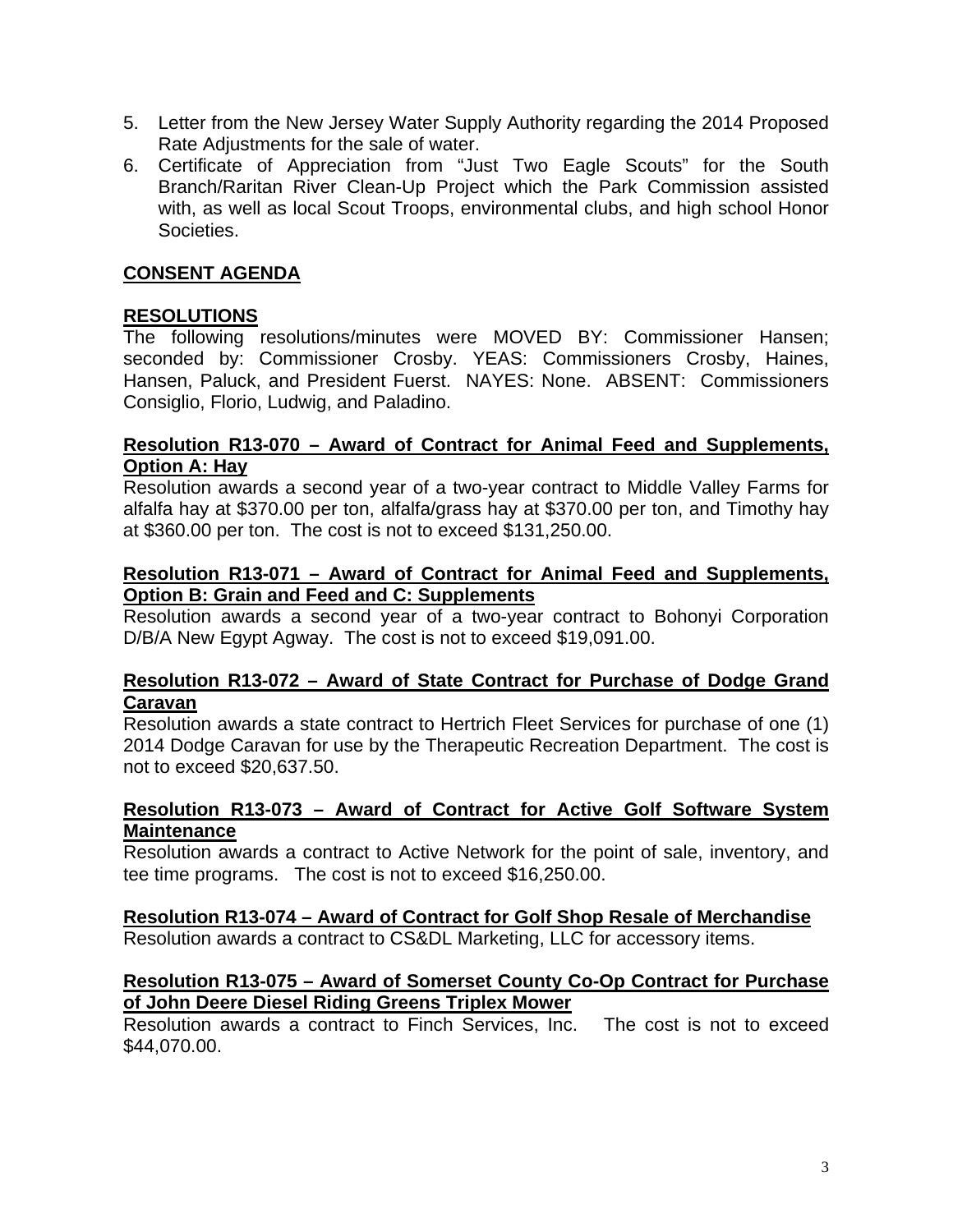5. Letter from the New Jersey Water Supply Authority regarding the 2014 Proposed Rate Adjustments for the sale of water.
6. Certificate of Appreciation from "Just Two Eagle Scouts" for the South Branch/Raritan River Clean-Up Project which the Park Commission assisted with, as well as local Scout Troops, environmental clubs, and high school Honor Societies.

## CONSENT AGENDA

### RESOLUTIONS

The following resolutions/minutes were MOVED BY: Commissioner Hansen; seconded by: Commissioner Crosby. YEAS: Commissioners Crosby, Haines, Hansen, Paluck, and President Fuerst. NAYES: None. ABSENT: Commissioners Consiglio, Florio, Ludwig, and Paladino.

**Resolution R13-070 – Award of Contract for Animal Feed and Supplements, Option A: Hay**

Resolution awards a second year of a two-year contract to Middle Valley Farms for alfalfa hay at $370.00 per ton, alfalfa/grass hay at $370.00 per ton, and Timothy hay at $360.00 per ton. The cost is not to exceed $131,250.00.

**Resolution R13-071 – Award of Contract for Animal Feed and Supplements, Option B: Grain and Feed and C: Supplements**

Resolution awards a second year of a two-year contract to Bohonyi Corporation D/B/A New Egypt Agway. The cost is not to exceed $19,091.00.

**Resolution R13-072 – Award of State Contract for Purchase of Dodge Grand Caravan**

Resolution awards a state contract to Hertrich Fleet Services for purchase of one (1) 2014 Dodge Caravan for use by the Therapeutic Recreation Department. The cost is not to exceed $20,637.50.

**Resolution R13-073 – Award of Contract for Active Golf Software System Maintenance**

Resolution awards a contract to Active Network for the point of sale, inventory, and tee time programs. The cost is not to exceed $16,250.00.

**Resolution R13-074 – Award of Contract for Golf Shop Resale of Merchandise**

Resolution awards a contract to CS&DL Marketing, LLC for accessory items.

**Resolution R13-075 – Award of Somerset County Co-Op Contract for Purchase of John Deere Diesel Riding Greens Triplex Mower**

Resolution awards a contract to Finch Services, Inc. The cost is not to exceed $44,070.00.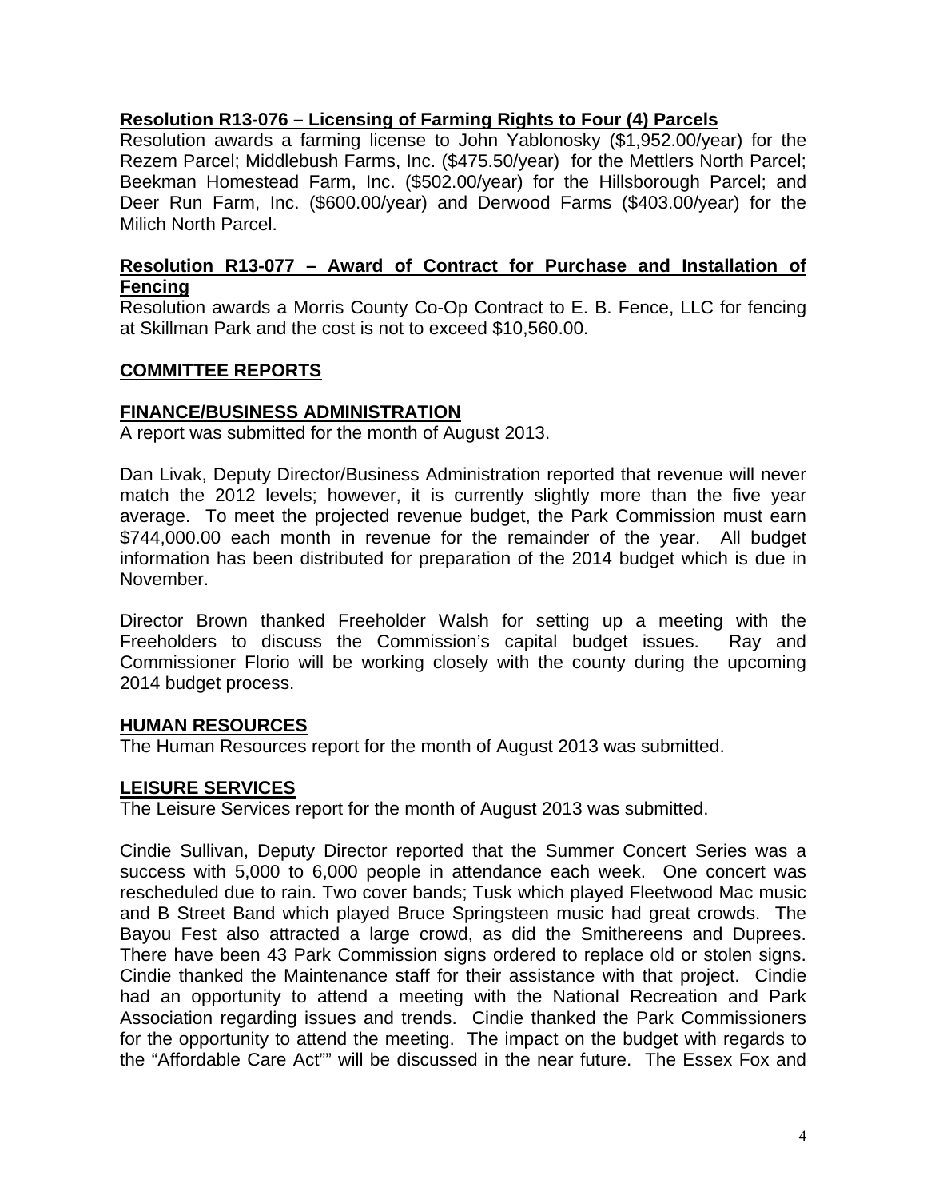**Resolution R13-076 – Licensing of Farming Rights to Four (4) Parcels**
Resolution awards a farming license to John Yablonosky ($1,952.00/year) for the Rezem Parcel; Middlebush Farms, Inc. ($475.50/year) for the Mettlers North Parcel; Beekman Homestead Farm, Inc. ($502.00/year) for the Hillsborough Parcel; and Deer Run Farm, Inc. ($600.00/year) and Derwood Farms ($403.00/year) for the Milich North Parcel.

**Resolution R13-077 – Award of Contract for Purchase and Installation of Fencing**
Resolution awards a Morris County Co-Op Contract to E. B. Fence, LLC for fencing at Skillman Park and the cost is not to exceed $10,560.00.

**COMMITTEE REPORTS**

**FINANCE/BUSINESS ADMINISTRATION**
A report was submitted for the month of August 2013.

Dan Livak, Deputy Director/Business Administration reported that revenue will never match the 2012 levels; however, it is currently slightly more than the five year average. To meet the projected revenue budget, the Park Commission must earn $744,000.00 each month in revenue for the remainder of the year. All budget information has been distributed for preparation of the 2014 budget which is due in November.

Director Brown thanked Freeholder Walsh for setting up a meeting with the Freeholders to discuss the Commission's capital budget issues. Ray and Commissioner Florio will be working closely with the county during the upcoming 2014 budget process.

**HUMAN RESOURCES**
The Human Resources report for the month of August 2013 was submitted.

**LEISURE SERVICES**
The Leisure Services report for the month of August 2013 was submitted.

Cindie Sullivan, Deputy Director reported that the Summer Concert Series was a success with 5,000 to 6,000 people in attendance each week. One concert was rescheduled due to rain. Two cover bands; Tusk which played Fleetwood Mac music and B Street Band which played Bruce Springsteen music had great crowds. The Bayou Fest also attracted a large crowd, as did the Smithereens and Duprees. There have been 43 Park Commission signs ordered to replace old or stolen signs. Cindie thanked the Maintenance staff for their assistance with that project. Cindie had an opportunity to attend a meeting with the National Recreation and Park Association regarding issues and trends. Cindie thanked the Park Commissioners for the opportunity to attend the meeting. The impact on the budget with regards to the "Affordable Care Act"" will be discussed in the near future. The Essex Fox and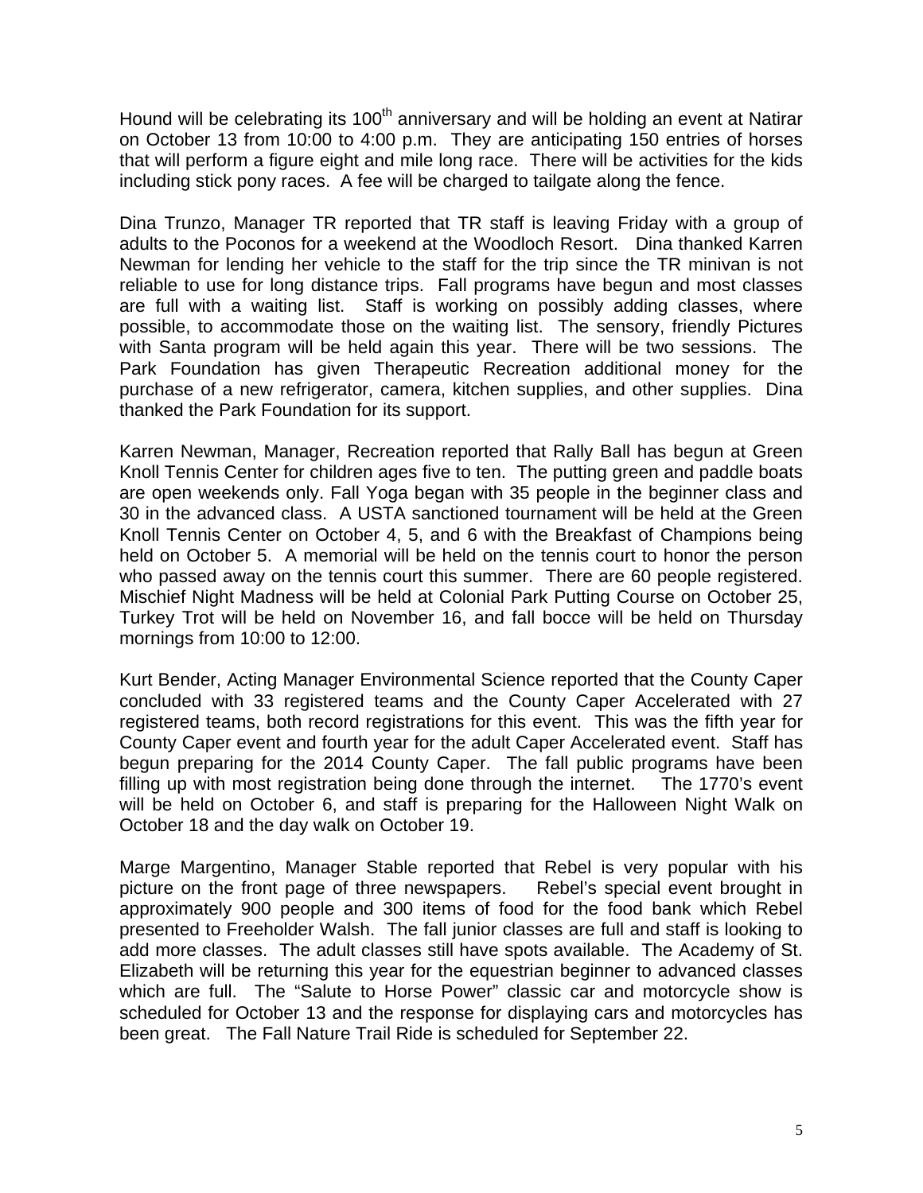Hound will be celebrating its 100th anniversary and will be holding an event at Natirar on October 13 from 10:00 to 4:00 p.m. They are anticipating 150 entries of horses that will perform a figure eight and mile long race. There will be activities for the kids including stick pony races. A fee will be charged to tailgate along the fence.

Dina Trunzo, Manager TR reported that TR staff is leaving Friday with a group of adults to the Poconos for a weekend at the Woodloch Resort. Dina thanked Karren Newman for lending her vehicle to the staff for the trip since the TR minivan is not reliable to use for long distance trips. Fall programs have begun and most classes are full with a waiting list. Staff is working on possibly adding classes, where possible, to accommodate those on the waiting list. The sensory, friendly Pictures with Santa program will be held again this year. There will be two sessions. The Park Foundation has given Therapeutic Recreation additional money for the purchase of a new refrigerator, camera, kitchen supplies, and other supplies. Dina thanked the Park Foundation for its support.

Karren Newman, Manager, Recreation reported that Rally Ball has begun at Green Knoll Tennis Center for children ages five to ten. The putting green and paddle boats are open weekends only. Fall Yoga began with 35 people in the beginner class and 30 in the advanced class. A USTA sanctioned tournament will be held at the Green Knoll Tennis Center on October 4, 5, and 6 with the Breakfast of Champions being held on October 5. A memorial will be held on the tennis court to honor the person who passed away on the tennis court this summer. There are 60 people registered. Mischief Night Madness will be held at Colonial Park Putting Course on October 25, Turkey Trot will be held on November 16, and fall bocce will be held on Thursday mornings from 10:00 to 12:00.

Kurt Bender, Acting Manager Environmental Science reported that the County Caper concluded with 33 registered teams and the County Caper Accelerated with 27 registered teams, both record registrations for this event. This was the fifth year for County Caper event and fourth year for the adult Caper Accelerated event. Staff has begun preparing for the 2014 County Caper. The fall public programs have been filling up with most registration being done through the internet. The 1770's event will be held on October 6, and staff is preparing for the Halloween Night Walk on October 18 and the day walk on October 19.

Marge Margentino, Manager Stable reported that Rebel is very popular with his picture on the front page of three newspapers. Rebel's special event brought in approximately 900 people and 300 items of food for the food bank which Rebel presented to Freeholder Walsh. The fall junior classes are full and staff is looking to add more classes. The adult classes still have spots available. The Academy of St. Elizabeth will be returning this year for the equestrian beginner to advanced classes which are full. The "Salute to Horse Power" classic car and motorcycle show is scheduled for October 13 and the response for displaying cars and motorcycles has been great. The Fall Nature Trail Ride is scheduled for September 22.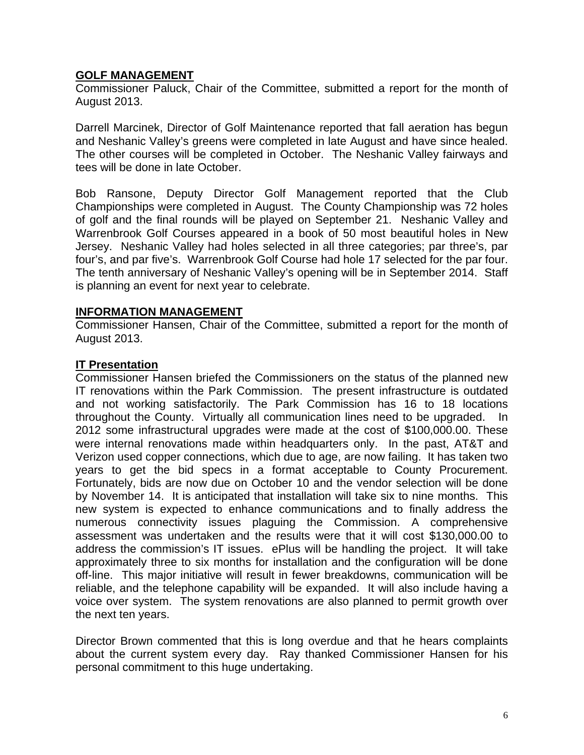## **GOLF MANAGEMENT**

Commissioner Paluck, Chair of the Committee, submitted a report for the month of August 2013.

Darrell Marcinek, Director of Golf Maintenance reported that fall aeration has begun and Neshanic Valley's greens were completed in late August and have since healed. The other courses will be completed in October. The Neshanic Valley fairways and tees will be done in late October.

Bob Ransone, Deputy Director Golf Management reported that the Club Championships were completed in August. The County Championship was 72 holes of golf and the final rounds will be played on September 21. Neshanic Valley and Warrenbrook Golf Courses appeared in a book of 50 most beautiful holes in New Jersey. Neshanic Valley had holes selected in all three categories; par three's, par four's, and par five's. Warrenbrook Golf Course had hole 17 selected for the par four. The tenth anniversary of Neshanic Valley's opening will be in September 2014. Staff is planning an event for next year to celebrate.

## **INFORMATION MANAGEMENT**

Commissioner Hansen, Chair of the Committee, submitted a report for the month of August 2013.

### **IT Presentation**

Commissioner Hansen briefed the Commissioners on the status of the planned new IT renovations within the Park Commission. The present infrastructure is outdated and not working satisfactorily. The Park Commission has 16 to 18 locations throughout the County. Virtually all communication lines need to be upgraded. In 2012 some infrastructural upgrades were made at the cost of $100,000.00. These were internal renovations made within headquarters only. In the past, AT&T and Verizon used copper connections, which due to age, are now failing. It has taken two years to get the bid specs in a format acceptable to County Procurement. Fortunately, bids are now due on October 10 and the vendor selection will be done by November 14. It is anticipated that installation will take six to nine months. This new system is expected to enhance communications and to finally address the numerous connectivity issues plaguing the Commission. A comprehensive assessment was undertaken and the results were that it will cost $130,000.00 to address the commission's IT issues. ePlus will be handling the project. It will take approximately three to six months for installation and the configuration will be done off-line. This major initiative will result in fewer breakdowns, communication will be reliable, and the telephone capability will be expanded. It will also include having a voice over system. The system renovations are also planned to permit growth over the next ten years.

Director Brown commented that this is long overdue and that he hears complaints about the current system every day. Ray thanked Commissioner Hansen for his personal commitment to this huge undertaking.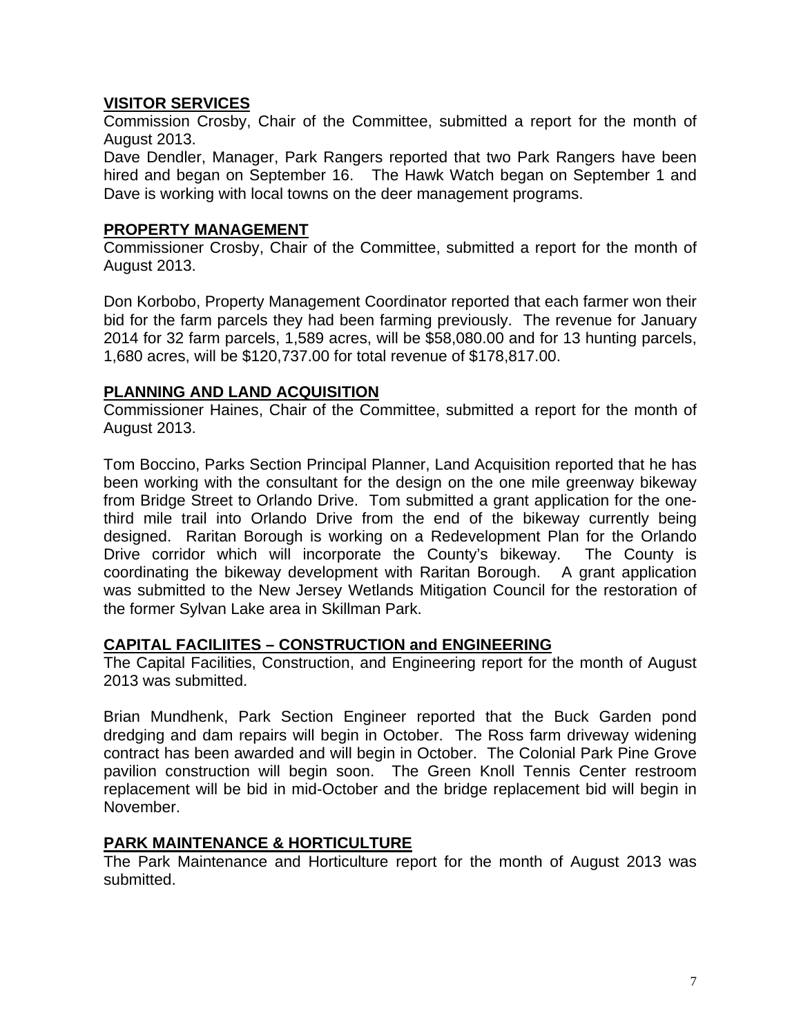**VISITOR SERVICES**

Commission Crosby, Chair of the Committee, submitted a report for the month of August 2013.

Dave Dendler, Manager, Park Rangers reported that two Park Rangers have been hired and began on September 16. The Hawk Watch began on September 1 and Dave is working with local towns on the deer management programs.

**PROPERTY MANAGEMENT**

Commissioner Crosby, Chair of the Committee, submitted a report for the month of August 2013.

Don Korbobo, Property Management Coordinator reported that each farmer won their bid for the farm parcels they had been farming previously. The revenue for January 2014 for 32 farm parcels, 1,589 acres, will be $58,080.00 and for 13 hunting parcels, 1,680 acres, will be $120,737.00 for total revenue of $178,817.00.

**PLANNING AND LAND ACQUISITION**

Commissioner Haines, Chair of the Committee, submitted a report for the month of August 2013.

Tom Boccino, Parks Section Principal Planner, Land Acquisition reported that he has been working with the consultant for the design on the one mile greenway bikeway from Bridge Street to Orlando Drive. Tom submitted a grant application for the one-third mile trail into Orlando Drive from the end of the bikeway currently being designed. Raritan Borough is working on a Redevelopment Plan for the Orlando Drive corridor which will incorporate the County's bikeway. The County is coordinating the bikeway development with Raritan Borough. A grant application was submitted to the New Jersey Wetlands Mitigation Council for the restoration of the former Sylvan Lake area in Skillman Park.

**CAPITAL FACILIITES – CONSTRUCTION and ENGINEERING**

The Capital Facilities, Construction, and Engineering report for the month of August 2013 was submitted.

Brian Mundhenk, Park Section Engineer reported that the Buck Garden pond dredging and dam repairs will begin in October. The Ross farm driveway widening contract has been awarded and will begin in October. The Colonial Park Pine Grove pavilion construction will begin soon. The Green Knoll Tennis Center restroom replacement will be bid in mid-October and the bridge replacement bid will begin in November.

**PARK MAINTENANCE & HORTICULTURE**

The Park Maintenance and Horticulture report for the month of August 2013 was submitted.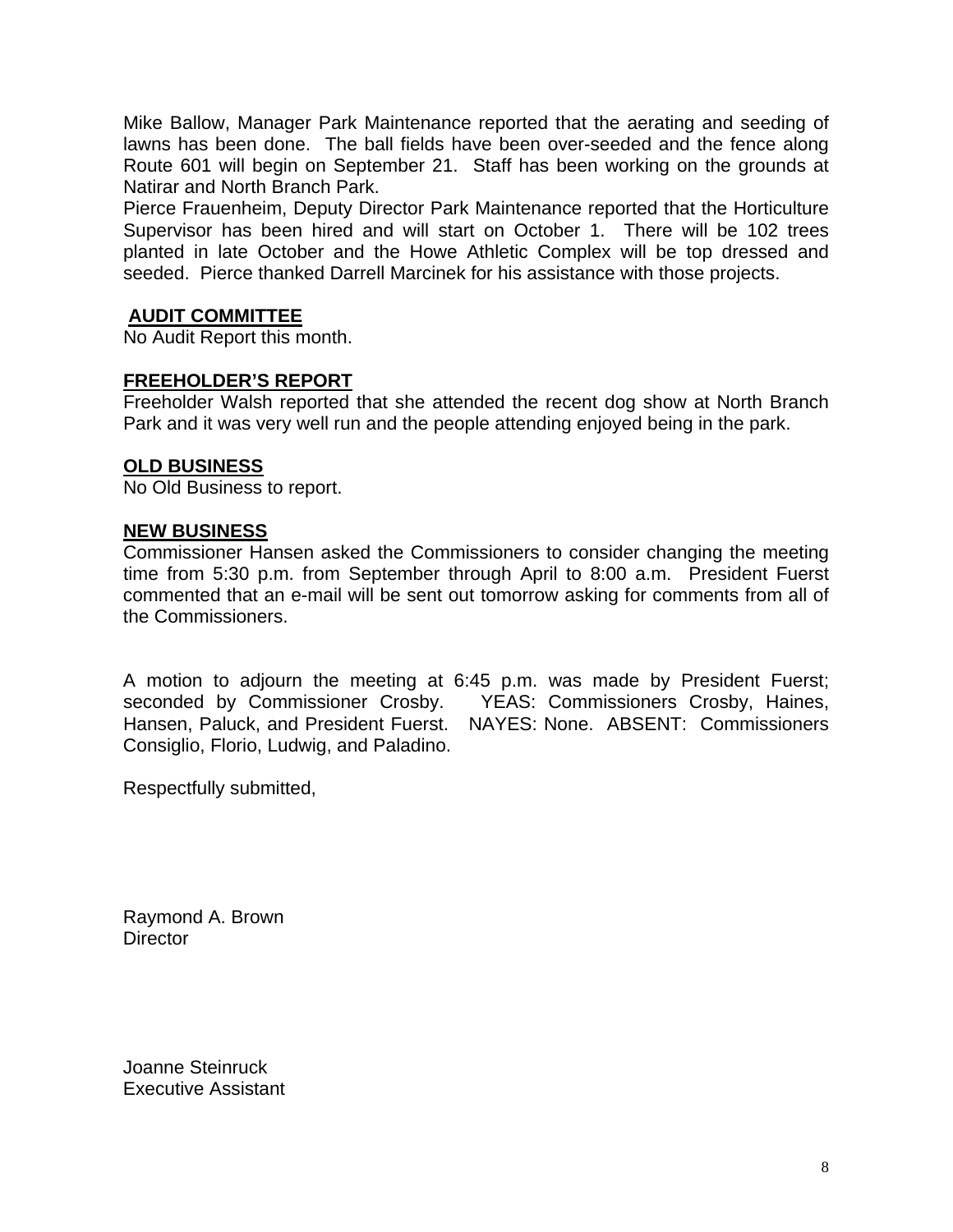Mike Ballow, Manager Park Maintenance reported that the aerating and seeding of lawns has been done. The ball fields have been over-seeded and the fence along Route 601 will begin on September 21. Staff has been working on the grounds at Natirar and North Branch Park.

Pierce Frauenheim, Deputy Director Park Maintenance reported that the Horticulture Supervisor has been hired and will start on October 1. There will be 102 trees planted in late October and the Howe Athletic Complex will be top dressed and seeded. Pierce thanked Darrell Marcinek for his assistance with those projects.

**AUDIT COMMITTEE**

No Audit Report this month.

**FREEHOLDER'S REPORT**

Freeholder Walsh reported that she attended the recent dog show at North Branch Park and it was very well run and the people attending enjoyed being in the park.

**OLD BUSINESS**

No Old Business to report.

**NEW BUSINESS**

Commissioner Hansen asked the Commissioners to consider changing the meeting time from 5:30 p.m. from September through April to 8:00 a.m. President Fuerst commented that an e-mail will be sent out tomorrow asking for comments from all of the Commissioners.

A motion to adjourn the meeting at 6:45 p.m. was made by President Fuerst; seconded by Commissioner Crosby. YEAS: Commissioners Crosby, Haines, Hansen, Paluck, and President Fuerst. NAYES: None. ABSENT: Commissioners Consiglio, Florio, Ludwig, and Paladino.

Respectfully submitted,

Raymond A. Brown
Director

Joanne Steinruck
Executive Assistant